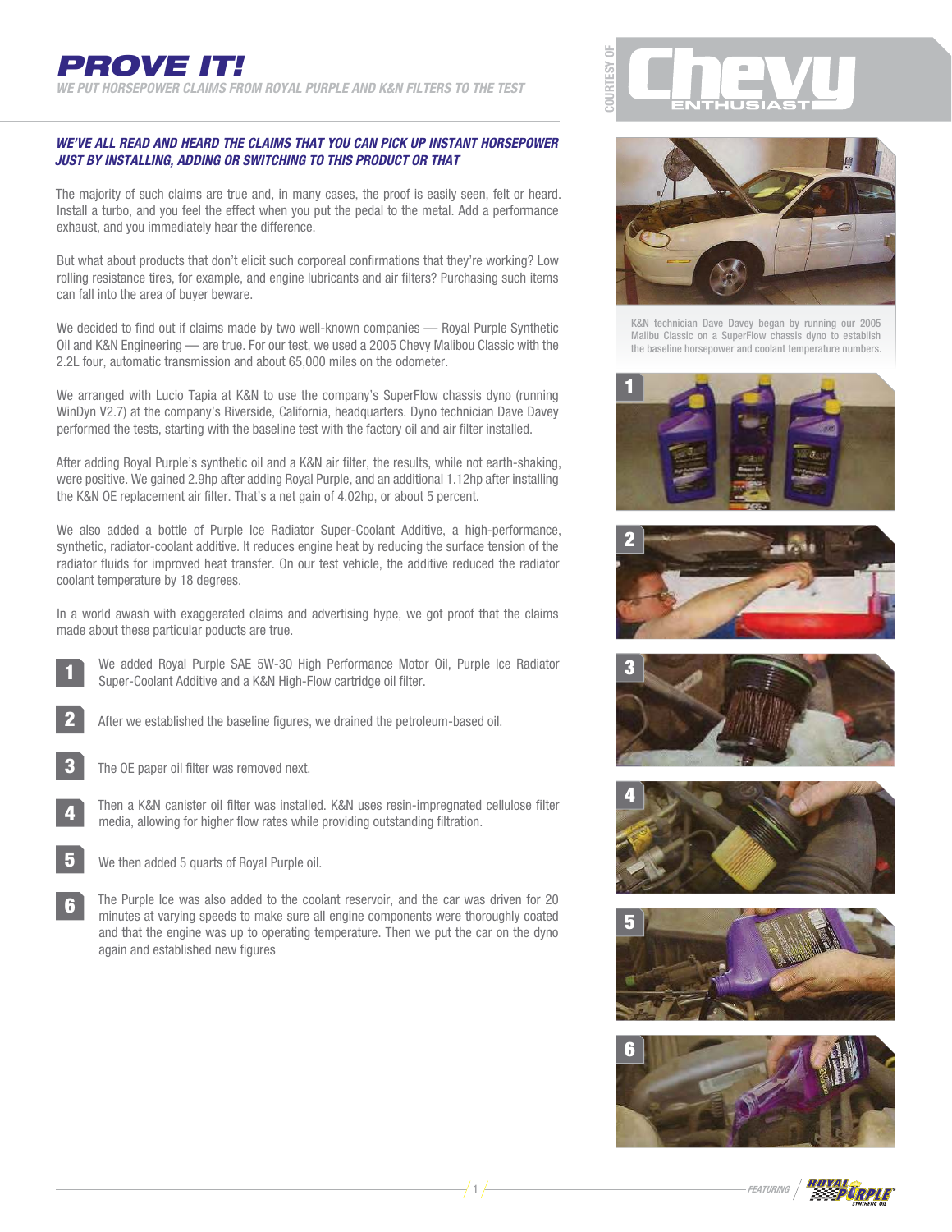# PROVE IT!

## WE PUT HORSEPOWER CLAIMS FROM ROYAL PURPLE AND K&N FILTERS TO THE TEST

COURTESY OF Chevy ENTHUSIAST

***WE'VE ALL READ AND HEARD THE CLAIMS THAT YOU CAN PICK UP INSTANT HORSEPOWER JUST BY INSTALLING, ADDING OR SWITCHING TO THIS PRODUCT OR THAT***

The majority of such claims are true and, in many cases, the proof is easily seen, felt or heard. Install a turbo, and you feel the effect when you put the pedal to the metal. Add a performance exhaust, and you immediately hear the difference.

But what about products that don't elicit such corporeal confirmations that they're working? Low rolling resistance tires, for example, and engine lubricants and air filters? Purchasing such items can fall into the area of buyer beware.

We decided to find out if claims made by two well-known companies — Royal Purple Synthetic Oil and K&N Engineering — are true. For our test, we used a 2005 Chevy Malibou Classic with the 2.2L four, automatic transmission and about 65,000 miles on the odometer.

We arranged with Lucio Tapia at K&N to use the company's SuperFlow chassis dyno (running WinDyn V2.7) at the company's Riverside, California, headquarters. Dyno technician Dave Davey performed the tests, starting with the baseline test with the factory oil and air filter installed.

After adding Royal Purple's synthetic oil and a K&N air filter, the results, while not earth-shaking, were positive. We gained 2.9hp after adding Royal Purple, and an additional 1.12hp after installing the K&N OE replacement air filter. That's a net gain of 4.02hp, or about 5 percent.

We also added a bottle of Purple Ice Radiator Super-Coolant Additive, a high-performance, synthetic, radiator-coolant additive. It reduces engine heat by reducing the surface tension of the radiator fluids for improved heat transfer. On our test vehicle, the additive reduced the radiator coolant temperature by 18 degrees.

In a world awash with exaggerated claims and advertising hype, we got proof that the claims made about these particular poducts are true.

1. We added Royal Purple SAE 5W-30 High Performance Motor Oil, Purple Ice Radiator Super-Coolant Additive and a K&N High-Flow cartridge oil filter.
2. After we established the baseline figures, we drained the petroleum-based oil.
3. The OE paper oil filter was removed next.
4. Then a K&N canister oil filter was installed. K&N uses resin-impregnated cellulose filter media, allowing for higher flow rates while providing outstanding filtration.
5. We then added 5 quarts of Royal Purple oil.
6. The Purple Ice was also added to the coolant reservoir, and the car was driven for 20 minutes at varying speeds to make sure all engine components were thoroughly coated and that the engine was up to operating temperature. Then we put the car on the dyno again and established new figures

K&N technician Dave Davey began by running our 2005 Malibu Classic on a SuperFlow chassis dyno to establish the baseline horsepower and coolant temperature numbers.

FEATURING ROYAL PURPLE SYNTHETIC OIL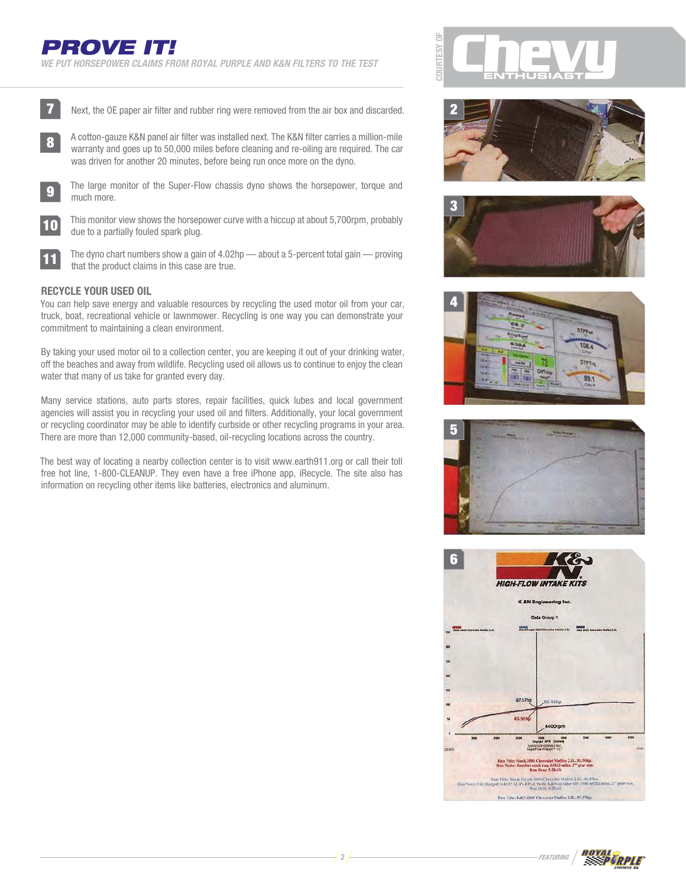# PROVE IT!

*WE PUT HORSEPOWER CLAIMS FROM ROYAL PURPLE AND K&N FILTERS TO THE TEST*

**7** Next, the OE paper air filter and rubber ring were removed from the air box and discarded.

**8** A cotton-gauze K&N panel air filter was installed next. The K&N filter carries a million-mile warranty and goes up to 50,000 miles before cleaning and re-oiling are required. The car was driven for another 20 minutes, before being run once more on the dyno.

**9** The large monitor of the Super-Flow chassis dyno shows the horsepower, torque and much more.

**10** This monitor view shows the horsepower curve with a hiccup at about 5,700rpm, probably due to a partially fouled spark plug.

**11** The dyno chart numbers show a gain of 4.02hp — about a 5-percent total gain — proving that the product claims in this case are true.

## RECYCLE YOUR USED OIL

You can help save energy and valuable resources by recycling the used motor oil from your car, truck, boat, recreational vehicle or lawnmower. Recycling is one way you can demonstrate your commitment to maintaining a clean environment.

By taking your used motor oil to a collection center, you are keeping it out of your drinking water, off the beaches and away from wildlife. Recycling used oil allows us to continue to enjoy the clean water that many of us take for granted every day.

Many service stations, auto parts stores, repair facilities, quick lubes and local government agencies will assist you in recycling your used oil and filters. Additionally, your local government or recycling coordinator may be able to identify curbside or other recycling programs in your area. There are more than 12,000 community-based, oil-recycling locations across the country.

The best way of locating a nearby collection center is to visit www.earth911.org or call their toll free hot line, 1-800-CLEANUP. They even have a free iPhone app, iRecycle. The site also has information on recycling other items like batteries, electronics and aluminum.

COURTESY OF Chevy ENTHUSIAST

2

3

4

5

6

K&N HIGH-FLOW INTAKE KITS

K&N Engineering Inc.

Data Group 1

87.57hp

86.45hp

83.55hp

4400rpm